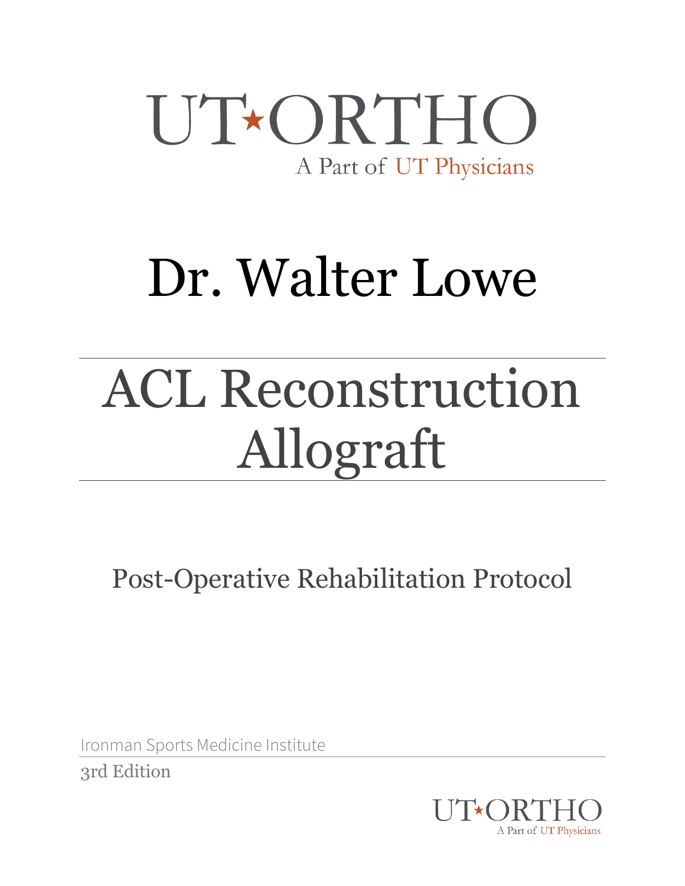UT★ORTHO

A Part of UT Physicians

# Dr. Walter Lowe

# ACL Reconstruction Allograft

## Post-Operative Rehabilitation Protocol

Ironman Sports Medicine Institute

3rd Edition

UT★ORTHO

A Part of UT Physicians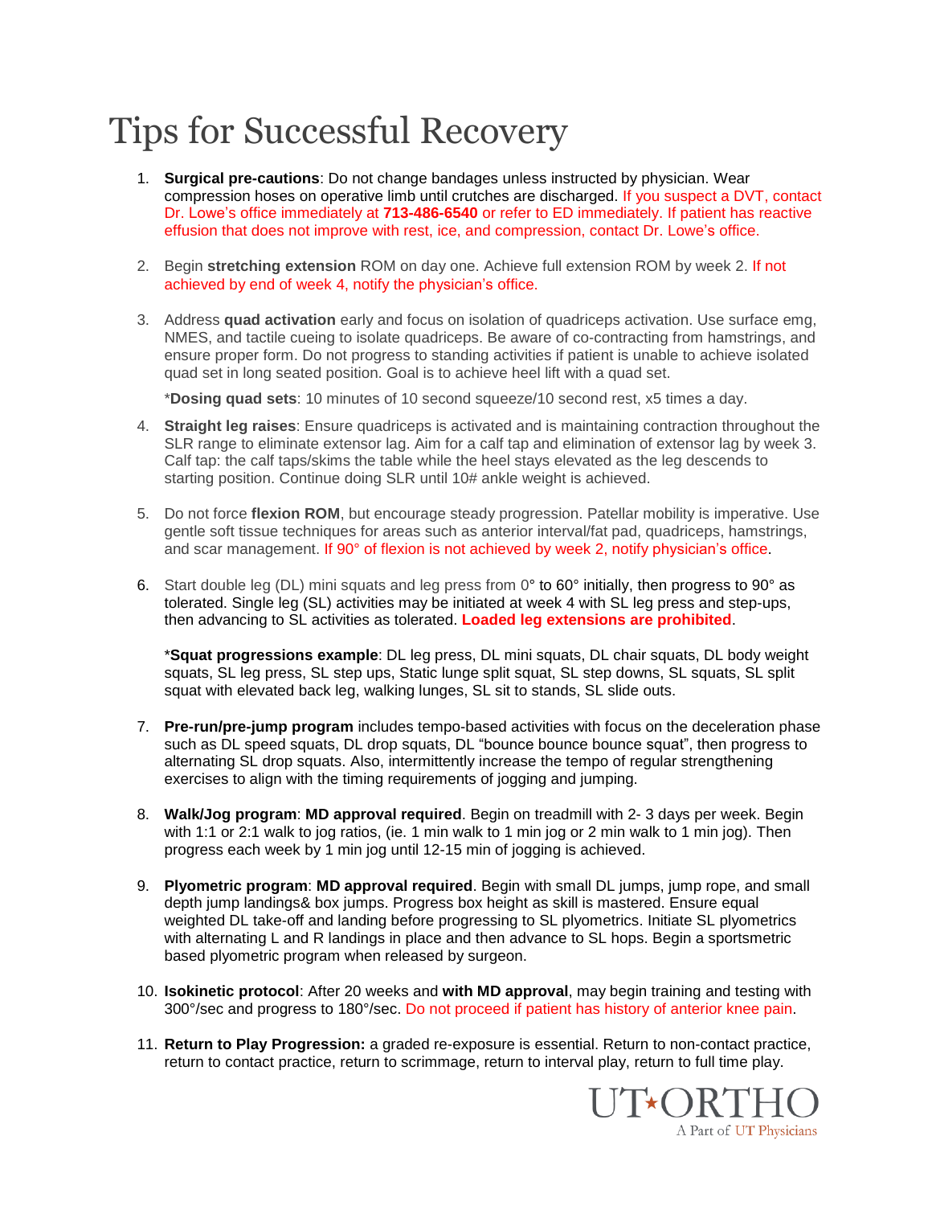# Tips for Successful Recovery

1. **Surgical pre-cautions**: Do not change bandages unless instructed by physician. Wear compression hoses on operative limb until crutches are discharged. If you suspect a DVT, contact Dr. Lowe's office immediately at **713-486-6540** or refer to ED immediately. If patient has reactive effusion that does not improve with rest, ice, and compression, contact Dr. Lowe's office.

2. Begin **stretching extension** ROM on day one. Achieve full extension ROM by week 2. If not achieved by end of week 4, notify the physician's office.

3. Address **quad activation** early and focus on isolation of quadriceps activation. Use surface emg, NMES, and tactile cueing to isolate quadriceps. Be aware of co-contracting from hamstrings, and ensure proper form. Do not progress to standing activities if patient is unable to achieve isolated quad set in long seated position. Goal is to achieve heel lift with a quad set.

   ***Dosing quad sets**: 10 minutes of 10 second squeeze/10 second rest, x5 times a day.

4. **Straight leg raises**: Ensure quadriceps is activated and is maintaining contraction throughout the SLR range to eliminate extensor lag. Aim for a calf tap and elimination of extensor lag by week 3. Calf tap: the calf taps/skims the table while the heel stays elevated as the leg descends to starting position. Continue doing SLR until 10# ankle weight is achieved.

5. Do not force **flexion ROM**, but encourage steady progression. Patellar mobility is imperative. Use gentle soft tissue techniques for areas such as anterior interval/fat pad, quadriceps, hamstrings, and scar management. If 90° of flexion is not achieved by week 2, notify physician's office.

6. Start double leg (DL) mini squats and leg press from 0° to 60° initially, then progress to 90° as tolerated. Single leg (SL) activities may be initiated at week 4 with SL leg press and step-ups, then advancing to SL activities as tolerated. **Loaded leg extensions are prohibited**.

   ***Squat progressions example**: DL leg press, DL mini squats, DL chair squats, DL body weight squats, SL leg press, SL step ups, Static lunge split squat, SL step downs, SL squats, SL split squat with elevated back leg, walking lunges, SL sit to stands, SL slide outs.

7. **Pre-run/pre-jump program** includes tempo-based activities with focus on the deceleration phase such as DL speed squats, DL drop squats, DL "bounce bounce bounce squat", then progress to alternating SL drop squats. Also, intermittently increase the tempo of regular strengthening exercises to align with the timing requirements of jogging and jumping.

8. **Walk/Jog program**: **MD approval required**. Begin on treadmill with 2- 3 days per week. Begin with 1:1 or 2:1 walk to jog ratios, (ie. 1 min walk to 1 min jog or 2 min walk to 1 min jog). Then progress each week by 1 min jog until 12-15 min of jogging is achieved.

9. **Plyometric program**: **MD approval required**. Begin with small DL jumps, jump rope, and small depth jump landings& box jumps. Progress box height as skill is mastered. Ensure equal weighted DL take-off and landing before progressing to SL plyometrics. Initiate SL plyometrics with alternating L and R landings in place and then advance to SL hops. Begin a sportsmetric based plyometric program when released by surgeon.

10. **Isokinetic protocol**: After 20 weeks and **with MD approval**, may begin training and testing with 300°/sec and progress to 180°/sec. Do not proceed if patient has history of anterior knee pain.

11. **Return to Play Progression:** a graded re-exposure is essential. Return to non-contact practice, return to contact practice, return to scrimmage, return to interval play, return to full time play.

UT ORTHO
A Part of UT Physicians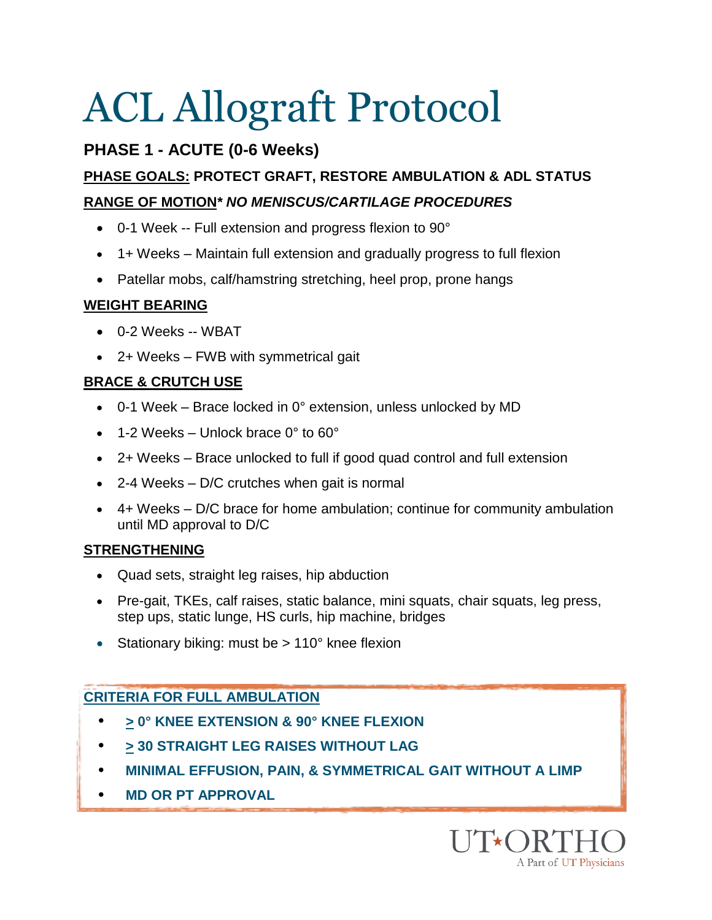# ACL Allograft Protocol

## PHASE 1 - ACUTE (0-6 Weeks)

**<u>PHASE GOALS:</u> PROTECT GRAFT, RESTORE AMBULATION & ADL STATUS**

**<u>RANGE OF MOTION</u>*** ***NO MENISCUS/CARTILAGE PROCEDURES***

- 0-1 Week -- Full extension and progress flexion to 90°
- 1+ Weeks – Maintain full extension and gradually progress to full flexion
- Patellar mobs, calf/hamstring stretching, heel prop, prone hangs

**<u>WEIGHT BEARING</u>**

- 0-2 Weeks -- WBAT
- 2+ Weeks – FWB with symmetrical gait

**<u>BRACE & CRUTCH USE</u>**

- 0-1 Week – Brace locked in 0° extension, unless unlocked by MD
- 1-2 Weeks – Unlock brace 0° to 60°
- 2+ Weeks – Brace unlocked to full if good quad control and full extension
- 2-4 Weeks – D/C crutches when gait is normal
- 4+ Weeks – D/C brace for home ambulation; continue for community ambulation until MD approval to D/C

**<u>STRENGTHENING</u>**

- Quad sets, straight leg raises, hip abduction
- Pre-gait, TKEs, calf raises, static balance, mini squats, chair squats, leg press, step ups, static lunge, HS curls, hip machine, bridges
- Stationary biking: must be > 110° knee flexion

**<u>CRITERIA FOR FULL AMBULATION</u>**

- **≥ 0° KNEE EXTENSION & 90° KNEE FLEXION**
- **≥ 30 STRAIGHT LEG RAISES WITHOUT LAG**
- **MINIMAL EFFUSION, PAIN, & SYMMETRICAL GAIT WITHOUT A LIMP**
- **MD OR PT APPROVAL**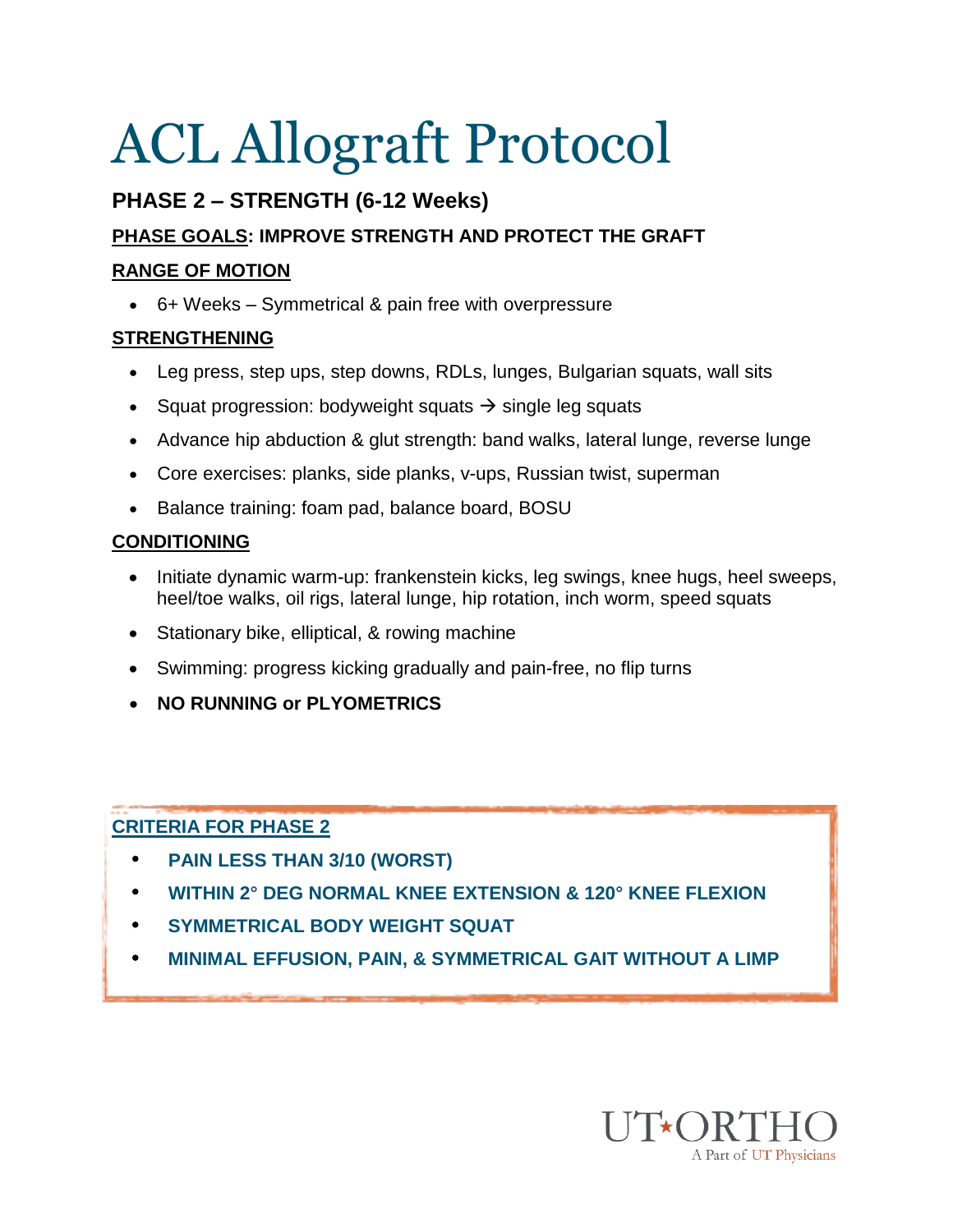# ACL Allograft Protocol

## PHASE 2 – STRENGTH (6-12 Weeks)

**PHASE GOALS: IMPROVE STRENGTH AND PROTECT THE GRAFT**

**RANGE OF MOTION**

- 6+ Weeks – Symmetrical & pain free with overpressure

**STRENGTHENING**

- Leg press, step ups, step downs, RDLs, lunges, Bulgarian squats, wall sits
- Squat progression: bodyweight squats → single leg squats
- Advance hip abduction & glut strength: band walks, lateral lunge, reverse lunge
- Core exercises: planks, side planks, v-ups, Russian twist, superman
- Balance training: foam pad, balance board, BOSU

**CONDITIONING**

- Initiate dynamic warm-up: frankenstein kicks, leg swings, knee hugs, heel sweeps, heel/toe walks, oil rigs, lateral lunge, hip rotation, inch worm, speed squats
- Stationary bike, elliptical, & rowing machine
- Swimming: progress kicking gradually and pain-free, no flip turns
- **NO RUNNING or PLYOMETRICS**

**CRITERIA FOR PHASE 2**

- **PAIN LESS THAN 3/10 (WORST)**
- **WITHIN 2° DEG NORMAL KNEE EXTENSION & 120° KNEE FLEXION**
- **SYMMETRICAL BODY WEIGHT SQUAT**
- **MINIMAL EFFUSION, PAIN, & SYMMETRICAL GAIT WITHOUT A LIMP**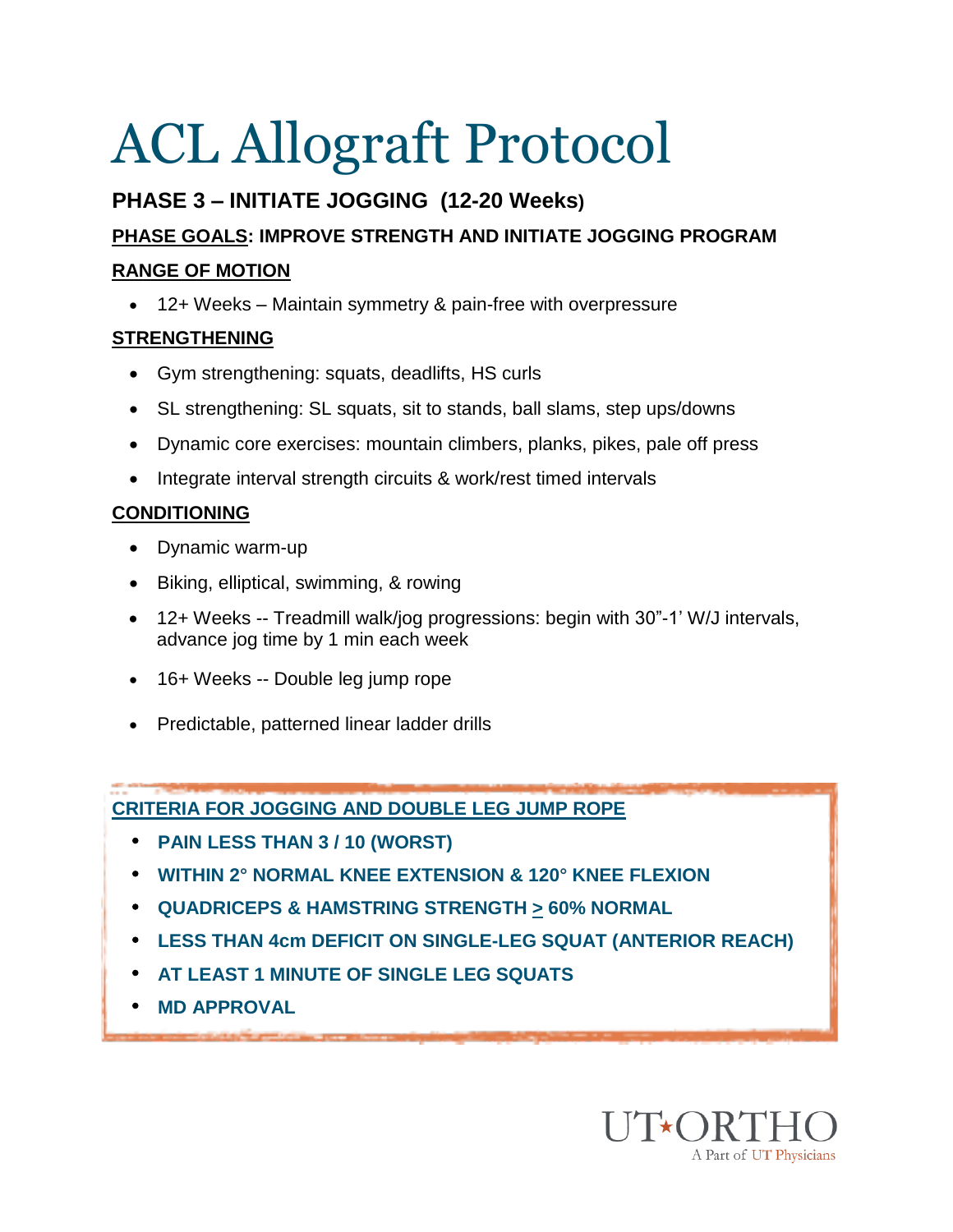# ACL Allograft Protocol

## PHASE 3 – INITIATE JOGGING (12-20 Weeks)

**PHASE GOALS: IMPROVE STRENGTH AND INITIATE JOGGING PROGRAM**

**RANGE OF MOTION**

- 12+ Weeks – Maintain symmetry & pain-free with overpressure

**STRENGTHENING**

- Gym strengthening: squats, deadlifts, HS curls
- SL strengthening: SL squats, sit to stands, ball slams, step ups/downs
- Dynamic core exercises: mountain climbers, planks, pikes, pale off press
- Integrate interval strength circuits & work/rest timed intervals

**CONDITIONING**

- Dynamic warm-up
- Biking, elliptical, swimming, & rowing
- 12+ Weeks -- Treadmill walk/jog progressions: begin with 30"-1' W/J intervals, advance jog time by 1 min each week
- 16+ Weeks -- Double leg jump rope
- Predictable, patterned linear ladder drills

**CRITERIA FOR JOGGING AND DOUBLE LEG JUMP ROPE**

- **PAIN LESS THAN 3 / 10 (WORST)**
- **WITHIN 2° NORMAL KNEE EXTENSION & 120° KNEE FLEXION**
- **QUADRICEPS & HAMSTRING STRENGTH ≥ 60% NORMAL**
- **LESS THAN 4cm DEFICIT ON SINGLE-LEG SQUAT (ANTERIOR REACH)**
- **AT LEAST 1 MINUTE OF SINGLE LEG SQUATS**
- **MD APPROVAL**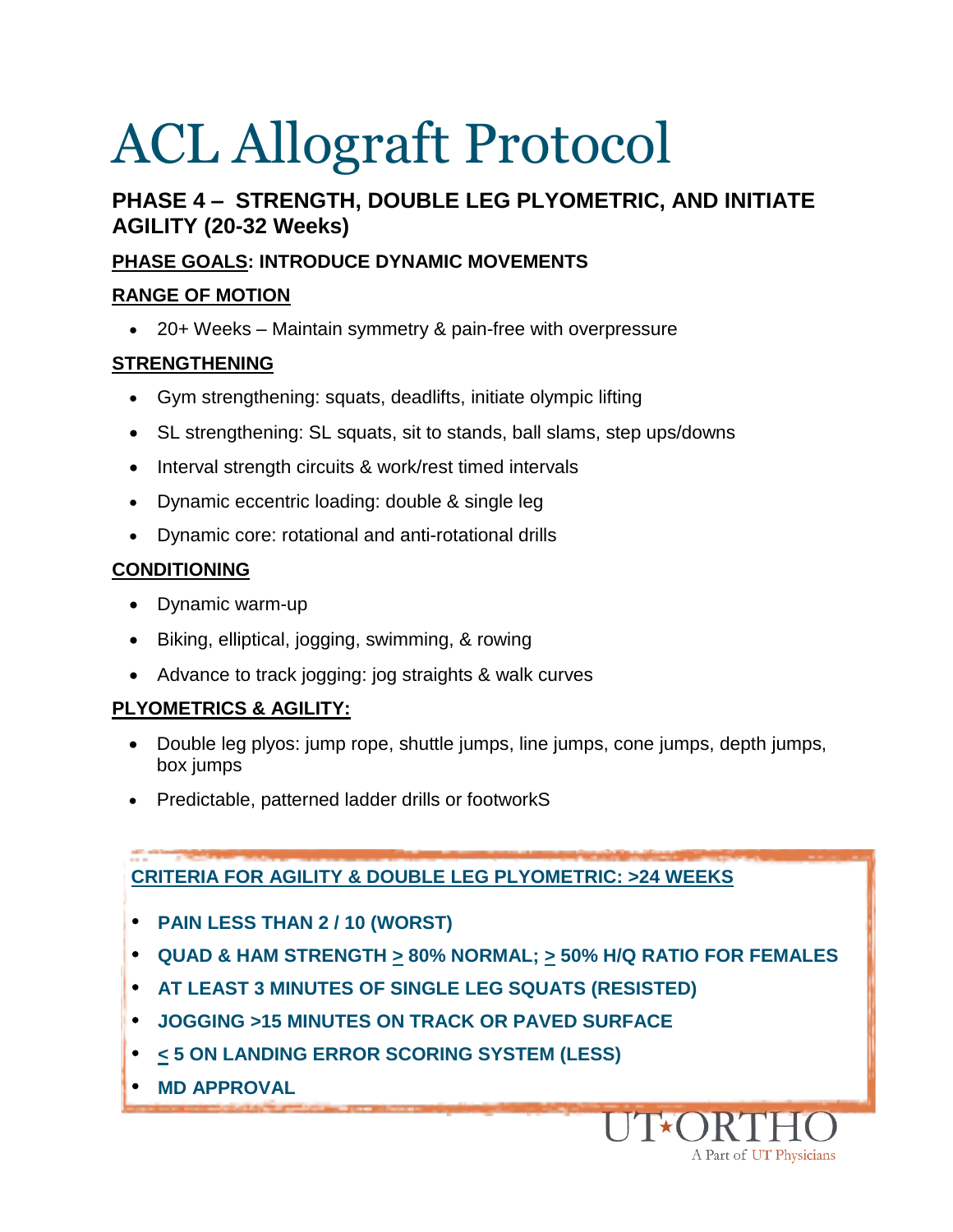# ACL Allograft Protocol

## PHASE 4 – STRENGTH, DOUBLE LEG PLYOMETRIC, AND INITIATE AGILITY (20-32 Weeks)

**PHASE GOALS: INTRODUCE DYNAMIC MOVEMENTS**

**RANGE OF MOTION**

- 20+ Weeks – Maintain symmetry & pain-free with overpressure

**STRENGTHENING**

- Gym strengthening: squats, deadlifts, initiate olympic lifting
- SL strengthening: SL squats, sit to stands, ball slams, step ups/downs
- Interval strength circuits & work/rest timed intervals
- Dynamic eccentric loading: double & single leg
- Dynamic core: rotational and anti-rotational drills

**CONDITIONING**

- Dynamic warm-up
- Biking, elliptical, jogging, swimming, & rowing
- Advance to track jogging: jog straights & walk curves

**PLYOMETRICS & AGILITY:**

- Double leg plyos: jump rope, shuttle jumps, line jumps, cone jumps, depth jumps, box jumps
- Predictable, patterned ladder drills or footworkS

**CRITERIA FOR AGILITY & DOUBLE LEG PLYOMETRIC: >24 WEEKS**

- **PAIN LESS THAN 2 / 10 (WORST)**
- **QUAD & HAM STRENGTH ≥ 80% NORMAL; ≥ 50% H/Q RATIO FOR FEMALES**
- **AT LEAST 3 MINUTES OF SINGLE LEG SQUATS (RESISTED)**
- **JOGGING >15 MINUTES ON TRACK OR PAVED SURFACE**
- **≤ 5 ON LANDING ERROR SCORING SYSTEM (LESS)**
- **MD APPROVAL**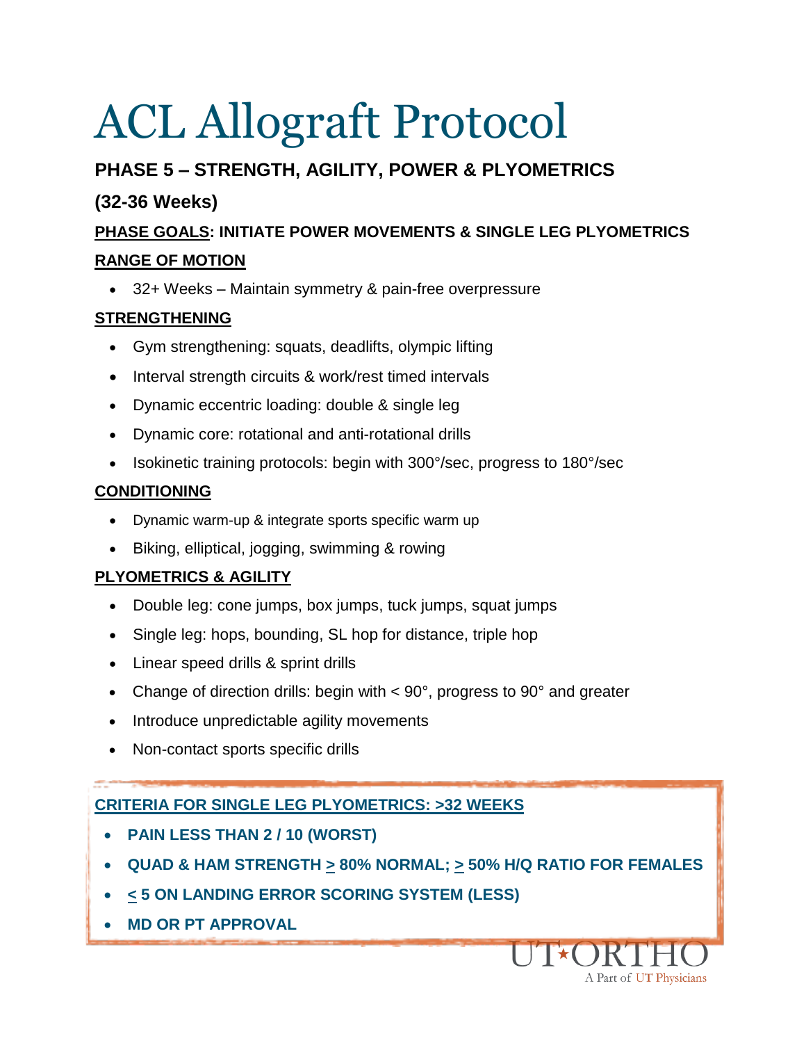# ACL Allograft Protocol

## PHASE 5 – STRENGTH, AGILITY, POWER & PLYOMETRICS

## (32-36 Weeks)

**PHASE GOALS: INITIATE POWER MOVEMENTS & SINGLE LEG PLYOMETRICS**

**RANGE OF MOTION**

- 32+ Weeks – Maintain symmetry & pain-free overpressure

**STRENGTHENING**

- Gym strengthening: squats, deadlifts, olympic lifting
- Interval strength circuits & work/rest timed intervals
- Dynamic eccentric loading: double & single leg
- Dynamic core: rotational and anti-rotational drills
- Isokinetic training protocols: begin with 300°/sec, progress to 180°/sec

**CONDITIONING**

- Dynamic warm-up & integrate sports specific warm up
- Biking, elliptical, jogging, swimming & rowing

**PLYOMETRICS & AGILITY**

- Double leg: cone jumps, box jumps, tuck jumps, squat jumps
- Single leg: hops, bounding, SL hop for distance, triple hop
- Linear speed drills & sprint drills
- Change of direction drills: begin with < 90°, progress to 90° and greater
- Introduce unpredictable agility movements
- Non-contact sports specific drills

**CRITERIA FOR SINGLE LEG PLYOMETRICS: >32 WEEKS**

- **PAIN LESS THAN 2 / 10 (WORST)**
- **QUAD & HAM STRENGTH ≥ 80% NORMAL; ≥ 50% H/Q RATIO FOR FEMALES**
- **≤ 5 ON LANDING ERROR SCORING SYSTEM (LESS)**
- **MD OR PT APPROVAL**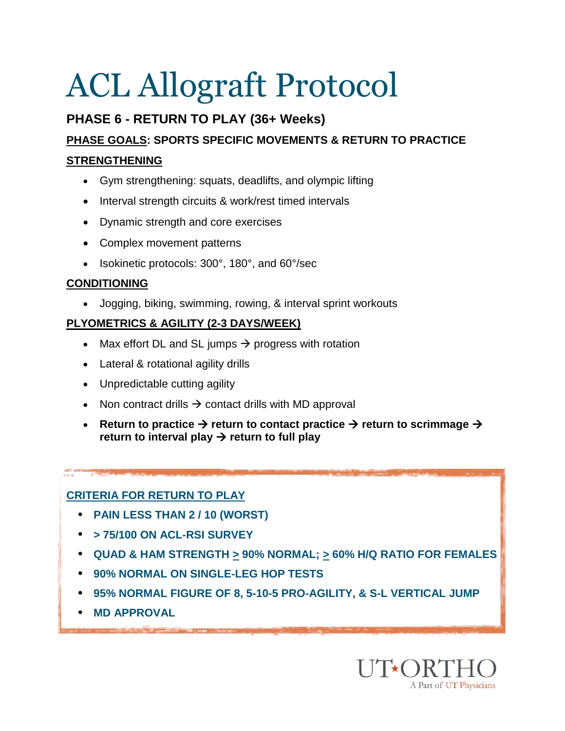# ACL Allograft Protocol

### PHASE 6 - RETURN TO PLAY (36+ Weeks)

**PHASE GOALS: SPORTS SPECIFIC MOVEMENTS & RETURN TO PRACTICE**

**STRENGTHENING**

- Gym strengthening: squats, deadlifts, and olympic lifting
- Interval strength circuits & work/rest timed intervals
- Dynamic strength and core exercises
- Complex movement patterns
- Isokinetic protocols: 300°, 180°, and 60°/sec

**CONDITIONING**

- Jogging, biking, swimming, rowing, & interval sprint workouts

**PLYOMETRICS & AGILITY (2-3 DAYS/WEEK)**

- Max effort DL and SL jumps → progress with rotation
- Lateral & rotational agility drills
- Unpredictable cutting agility
- Non contract drills → contact drills with MD approval
- **Return to practice → return to contact practice → return to scrimmage → return to interval play → return to full play**

**CRITERIA FOR RETURN TO PLAY**

- **PAIN LESS THAN 2 / 10 (WORST)**
- **> 75/100 ON ACL-RSI SURVEY**
- **QUAD & HAM STRENGTH ≥ 90% NORMAL; ≥ 60% H/Q RATIO FOR FEMALES**
- **90% NORMAL ON SINGLE-LEG HOP TESTS**
- **95% NORMAL FIGURE OF 8, 5-10-5 PRO-AGILITY, & S-L VERTICAL JUMP**
- **MD APPROVAL**

UT★ORTHO
A Part of UT Physicians